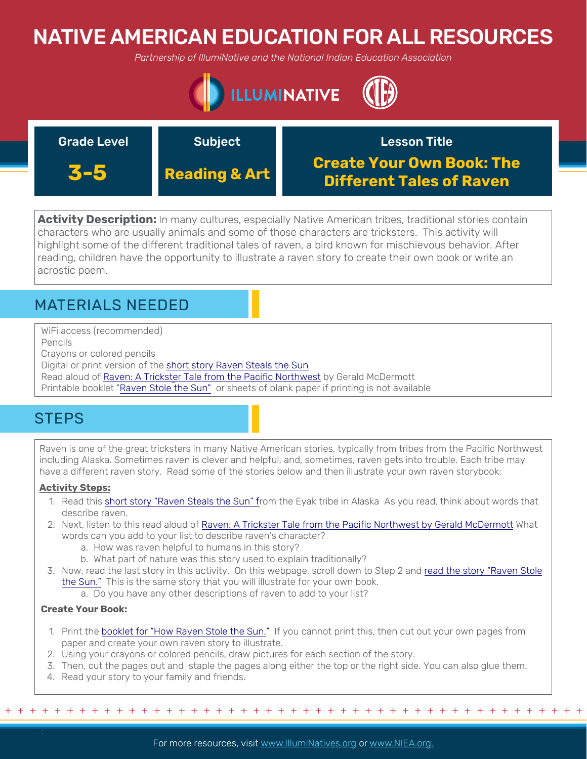# NATIVE AMERICAN EDUCATION FOR ALL RESOURCES

*Partnership of IlllumiNative and the National Indian Education Association*

| Grade Level | Subject | Lesson Title |
| --- | --- | --- |
| **3-5** | **Reading & Art** | **Create Your Own Book: The Different Tales of Raven** |

**Activity Description:** In many cultures, especially Native American tribes, traditional stories contain characters who are usually animals and some of those characters are tricksters. This activity will highlight some of the different traditional tales of raven, a bird known for mischievous behavior. After reading, children have the opportunity to illustrate a raven story to create their own book or write an acrostic poem.

## MATERIALS NEEDED

WiFi access (recommended)
Pencils
Crayons or colored pencils
Digital or print version of the short story Raven Steals the Sun
Read aloud of Raven: A Trickster Tale from the Pacific Northwest by Gerald McDermott
Printable booklet "Raven Stole the Sun" or sheets of blank paper if printing is not available

## STEPS

Raven is one of the great tricksters in many Native American stories, typically from tribes from the Pacific Northwest including Alaska. Sometimes raven is clever and helpful, and, sometimes, raven gets into trouble. Each tribe may have a different raven story. Read some of the stories below and then illustrate your own raven storybook:

**Activity Steps:**

1. Read this short story "Raven Steals the Sun" from the Eyak tribe in Alaska As you read, think about words that describe raven.
2. Next, listen to this read aloud of Raven: A Trickster Tale from the Pacific Northwest by Gerald McDermott What words can you add to your list to describe raven's character?
   a. How was raven helpful to humans in this story?
   b. What part of nature was this story used to explain traditionally?
3. Now, read the last story in this activity. On this webpage, scroll down to Step 2 and read the story "Raven Stole the Sun." This is the same story that you will illustrate for your own book.
   a. Do you have any other descriptions of raven to add to your list?

**Create Your Book:**

1. Print the booklet for "How Raven Stole the Sun." If you cannot print this, then cut out your own pages from paper and create your own raven story to illustrate.
2. Using your crayons or colored pencils, draw pictures for each section of the story.
3. Then, cut the pages out and staple the pages along either the top or the right side. You can also glue them.
4. Read your story to your family and friends.

For more resources, visit www.IllumiNatives.org or www.NIEA.org.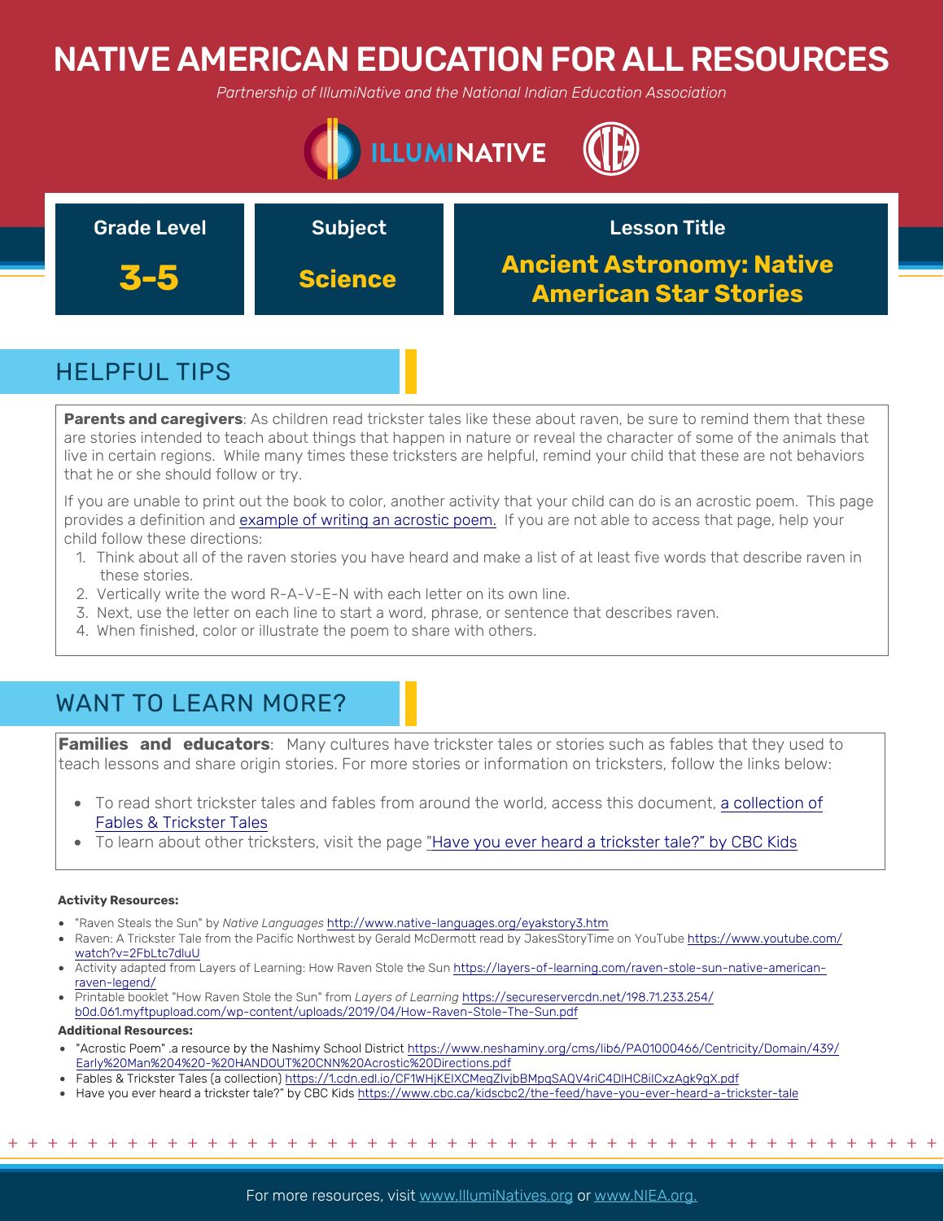# NATIVE AMERICAN EDUCATION FOR ALL RESOURCES

*Partnership of IllumiNative and the National Indian Education Association*

| Grade Level | Subject | Lesson Title |
|---|---|---|
| **3-5** | **Science** | **Ancient Astronomy: Native American Star Stories** |

## HELPFUL TIPS

**Parents and caregivers**: As children read trickster tales like these about raven, be sure to remind them that these are stories intended to teach about things that happen in nature or reveal the character of some of the animals that live in certain regions. While many times these tricksters are helpful, remind your child that these are not behaviors that he or she should follow or try.

If you are unable to print out the book to color, another activity that your child can do is an acrostic poem. This page provides a definition and example of writing an acrostic poem. If you are not able to access that page, help your child follow these directions:

1. Think about all of the raven stories you have heard and make a list of at least five words that describe raven in these stories.
2. Vertically write the word R-A-V-E-N with each letter on its own line.
3. Next, use the letter on each line to start a word, phrase, or sentence that describes raven.
4. When finished, color or illustrate the poem to share with others.

## WANT TO LEARN MORE?

**Families and educators**: Many cultures have trickster tales or stories such as fables that they used to teach lessons and share origin stories. For more stories or information on tricksters, follow the links below:

- To read short trickster tales and fables from around the world, access this document, a collection of Fables & Trickster Tales
- To learn about other tricksters, visit the page "Have you ever heard a trickster tale?" by CBC Kids

**Activity Resources:**

- "Raven Steals the Sun" by *Native Languages* http://www.native-languages.org/eyakstory3.htm
- Raven: A Trickster Tale from the Pacific Northwest by Gerald McDermott read by JakesStoryTime on YouTube https://www.youtube.com/watch?v=2FbLtc7dluU
- Activity adapted from Layers of Learning: How Raven Stole the Sun https://layers-of-learning.com/raven-stole-sun-native-american-raven-legend/
- Printable booklet "How Raven Stole the Sun" from *Layers of Learning* https://secureservercdn.net/198.71.233.254/b0d.061.myftpupload.com/wp-content/uploads/2019/04/How-Raven-Stole-The-Sun.pdf

**Additional Resources:**

- "Acrostic Poem" .a resource by the Nashimy School District https://www.neshaminy.org/cms/lib6/PA01000466/Centricity/Domain/439/Early%20Man%204%20-%20HANDOUT%20CNN%20Acrostic%20Directions.pdf
- Fables & Trickster Tales (a collection) https://1.cdn.edl.io/CF1WHjKEIXCMeqZlvjbBMpqSAQV4riC4DlHC8ilCxzAgk9gX.pdf
- Have you ever heard a trickster tale?" by CBC Kids https://www.cbc.ca/kidscbc2/the-feed/have-you-ever-heard-a-trickster-tale

For more resources, visit www.IllumiNatives.org or www.NIEA.org.